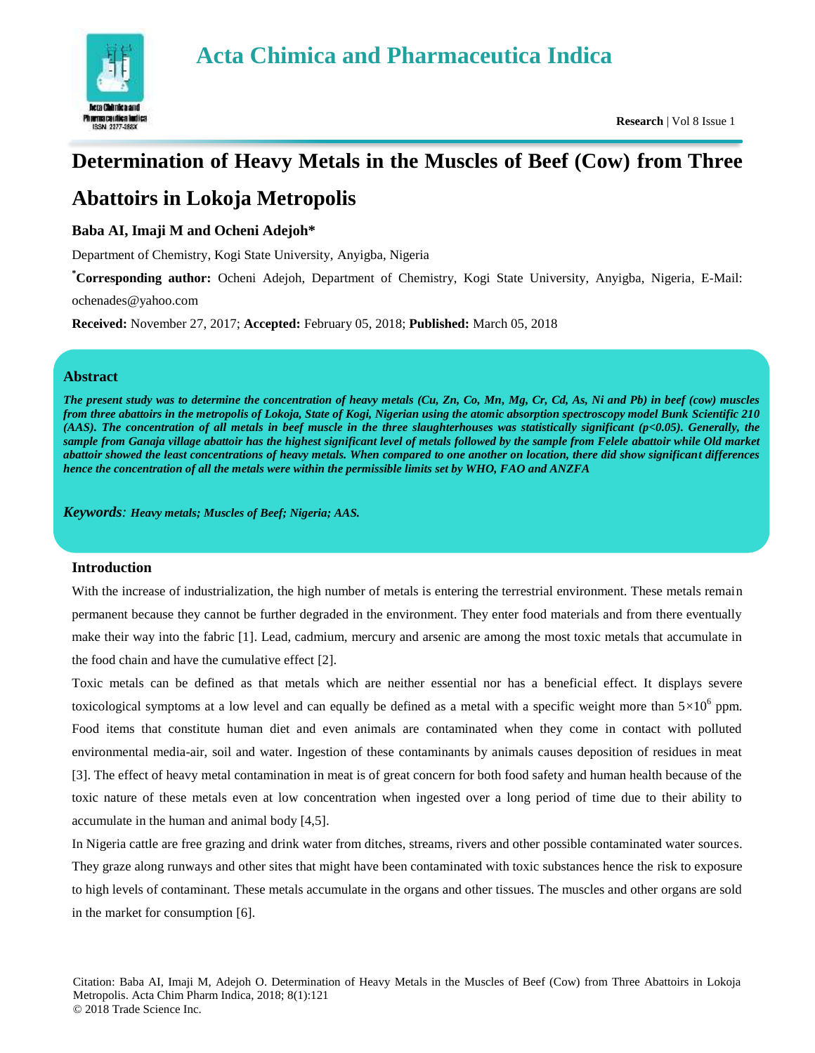# Determination of Heavy Metals in the Muscles of Beef (Cow) from Three Abattoirs in Lokoja Metropolis

**Baba AI, Imaji M and Ocheni Adejoh***

Department of Chemistry, Kogi State University, Anyigba, Nigeria

***Corresponding author:** Ocheni Adejoh, Department of Chemistry, Kogi State University, Anyigba, Nigeria, E-Mail: ochenades@yahoo.com

**Received:** November 27, 2017; **Accepted:** February 05, 2018; **Published:** March 05, 2018

## Abstract

***The present study was to determine the concentration of heavy metals (Cu, Zn, Co, Mn, Mg, Cr, Cd, As, Ni and Pb) in beef (cow) muscles from three abattoirs in the metropolis of Lokoja, State of Kogi, Nigerian using the atomic absorption spectroscopy model Bunk Scientific 210 (AAS). The concentration of all metals in beef muscle in the three slaughterhouses was statistically significant (p<0.05). Generally, the sample from Ganaja village abattoir has the highest significant level of metals followed by the sample from Felele abattoir while Old market abattoir showed the least concentrations of heavy metals. When compared to one another on location, there did show significant differences hence the concentration of all the metals were within the permissible limits set by WHO, FAO and ANZFA***

***Keywords**: Heavy metals; Muscles of Beef; Nigeria; AAS.*

## Introduction

With the increase of industrialization, the high number of metals is entering the terrestrial environment. These metals remain permanent because they cannot be further degraded in the environment. They enter food materials and from there eventually make their way into the fabric [1]. Lead, cadmium, mercury and arsenic are among the most toxic metals that accumulate in the food chain and have the cumulative effect [2].

Toxic metals can be defined as that metals which are neither essential nor has a beneficial effect. It displays severe toxicological symptoms at a low level and can equally be defined as a metal with a specific weight more than $5\times10^{6}$ ppm. Food items that constitute human diet and even animals are contaminated when they come in contact with polluted environmental media-air, soil and water. Ingestion of these contaminants by animals causes deposition of residues in meat [3]. The effect of heavy metal contamination in meat is of great concern for both food safety and human health because of the toxic nature of these metals even at low concentration when ingested over a long period of time due to their ability to accumulate in the human and animal body [4,5].

In Nigeria cattle are free grazing and drink water from ditches, streams, rivers and other possible contaminated water sources. They graze along runways and other sites that might have been contaminated with toxic substances hence the risk to exposure to high levels of contaminant. These metals accumulate in the organs and other tissues. The muscles and other organs are sold in the market for consumption [6].

Citation: Baba AI, Imaji M, Adejoh O. Determination of Heavy Metals in the Muscles of Beef (Cow) from Three Abattoirs in Lokoja Metropolis. Acta Chim Pharm Indica, 2018; 8(1):121

© 2018 Trade Science Inc.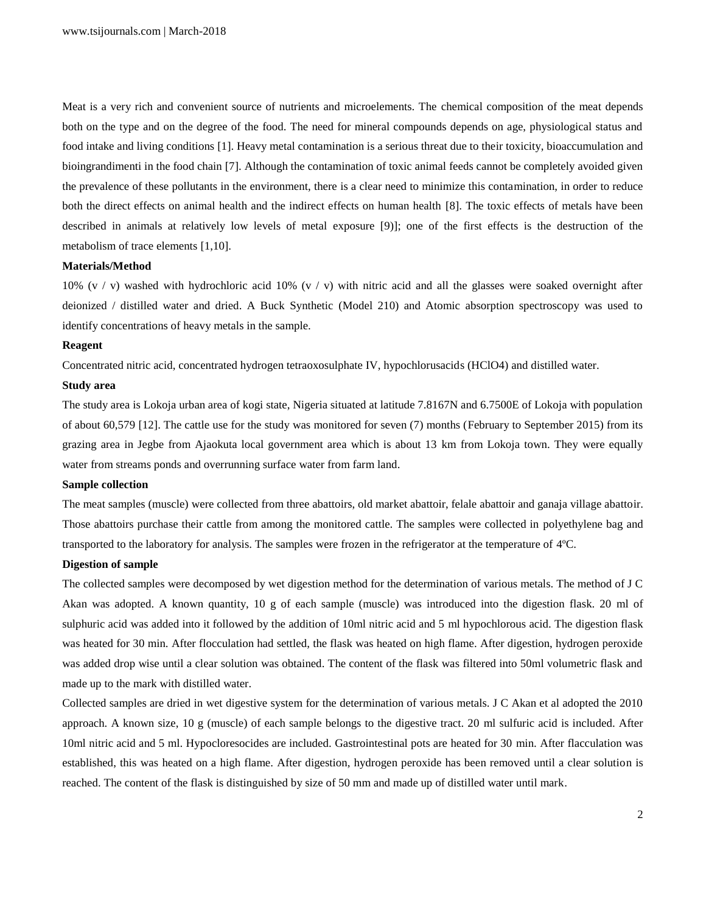Meat is a very rich and convenient source of nutrients and microelements. The chemical composition of the meat depends both on the type and on the degree of the food. The need for mineral compounds depends on age, physiological status and food intake and living conditions [1]. Heavy metal contamination is a serious threat due to their toxicity, bioaccumulation and bioingrandimenti in the food chain [7]. Although the contamination of toxic animal feeds cannot be completely avoided given the prevalence of these pollutants in the environment, there is a clear need to minimize this contamination, in order to reduce both the direct effects on animal health and the indirect effects on human health [8]. The toxic effects of metals have been described in animals at relatively low levels of metal exposure [9)]; one of the first effects is the destruction of the metabolism of trace elements [1,10].

**Materials/Method**

10% (v / v) washed with hydrochloric acid 10% (v / v) with nitric acid and all the glasses were soaked overnight after deionized / distilled water and dried. A Buck Synthetic (Model 210) and Atomic absorption spectroscopy was used to identify concentrations of heavy metals in the sample.

**Reagent**

Concentrated nitric acid, concentrated hydrogen tetraoxosulphate IV, hypochlorusacids ($HClO_4$) and distilled water.

**Study area**

The study area is Lokoja urban area of kogi state, Nigeria situated at latitude 7.8167N and 6.7500E of Lokoja with population of about 60,579 [12]. The cattle use for the study was monitored for seven (7) months (February to September 2015) from its grazing area in Jegbe from Ajaokuta local government area which is about 13 km from Lokoja town. They were equally water from streams ponds and overrunning surface water from farm land.

**Sample collection**

The meat samples (muscle) were collected from three abattoirs, old market abattoir, felale abattoir and ganaja village abattoir. Those abattoirs purchase their cattle from among the monitored cattle. The samples were collected in polyethylene bag and transported to the laboratory for analysis. The samples were frozen in the refrigerator at the temperature of 4ºC.

**Digestion of sample**

The collected samples were decomposed by wet digestion method for the determination of various metals. The method of J C Akan was adopted. A known quantity, 10 g of each sample (muscle) was introduced into the digestion flask. 20 ml of sulphuric acid was added into it followed by the addition of 10ml nitric acid and 5 ml hypochlorous acid. The digestion flask was heated for 30 min. After flocculation had settled, the flask was heated on high flame. After digestion, hydrogen peroxide was added drop wise until a clear solution was obtained. The content of the flask was filtered into 50ml volumetric flask and made up to the mark with distilled water.

Collected samples are dried in wet digestive system for the determination of various metals. J C Akan et al adopted the 2010 approach. A known size, 10 g (muscle) of each sample belongs to the digestive tract. 20 ml sulfuric acid is included. After 10ml nitric acid and 5 ml. Hypocloresocides are included. Gastrointestinal pots are heated for 30 min. After flacculation was established, this was heated on a high flame. After digestion, hydrogen peroxide has been removed until a clear solution is reached. The content of the flask is distinguished by size of 50 mm and made up of distilled water until mark.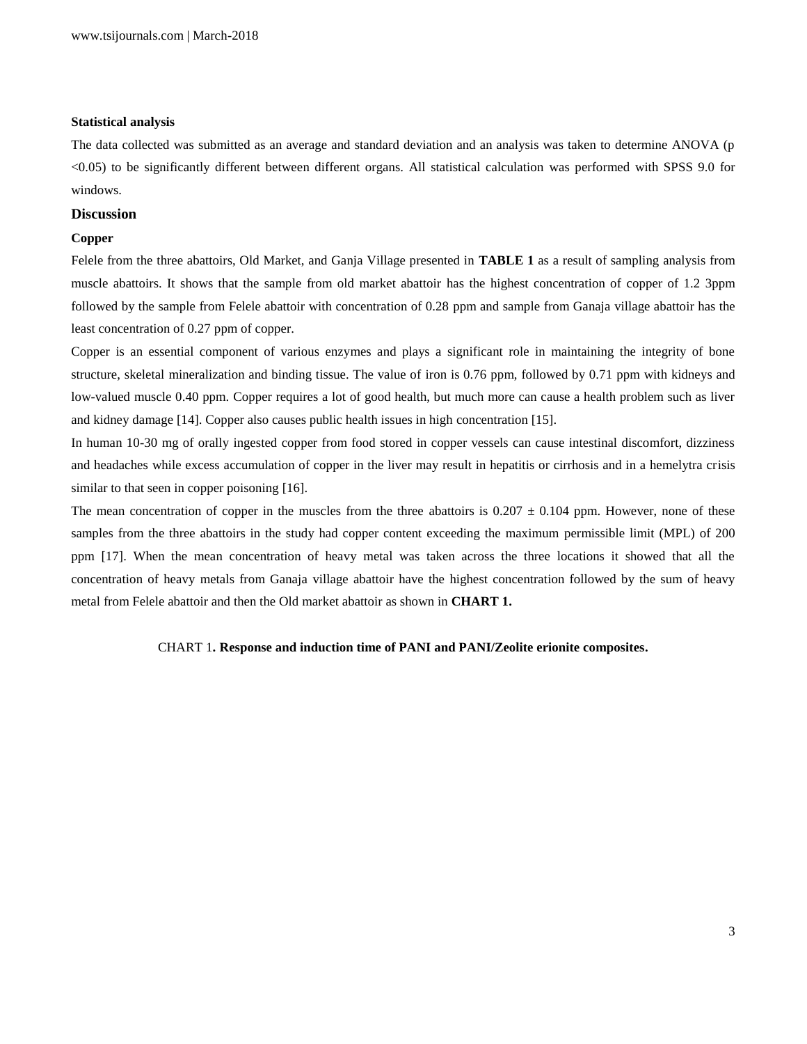**Statistical analysis**

The data collected was submitted as an average and standard deviation and an analysis was taken to determine ANOVA ($p < 0.05$) to be significantly different between different organs. All statistical calculation was performed with SPSS 9.0 for windows.

## Discussion

**Copper**

Felele from the three abattoirs, Old Market, and Ganja Village presented in **TABLE 1** as a result of sampling analysis from muscle abattoirs. It shows that the sample from old market abattoir has the highest concentration of copper of 1.2 3ppm followed by the sample from Felele abattoir with concentration of 0.28 ppm and sample from Ganaja village abattoir has the least concentration of 0.27 ppm of copper.

Copper is an essential component of various enzymes and plays a significant role in maintaining the integrity of bone structure, skeletal mineralization and binding tissue. The value of iron is 0.76 ppm, followed by 0.71 ppm with kidneys and low-valued muscle 0.40 ppm. Copper requires a lot of good health, but much more can cause a health problem such as liver and kidney damage [14]. Copper also causes public health issues in high concentration [15].

In human 10-30 mg of orally ingested copper from food stored in copper vessels can cause intestinal discomfort, dizziness and headaches while excess accumulation of copper in the liver may result in hepatitis or cirrhosis and in a hemelytra crisis similar to that seen in copper poisoning [16].

The mean concentration of copper in the muscles from the three abattoirs is $0.207 \pm 0.104$ ppm. However, none of these samples from the three abattoirs in the study had copper content exceeding the maximum permissible limit (MPL) of 200 ppm [17]. When the mean concentration of heavy metal was taken across the three locations it showed that all the concentration of heavy metals from Ganaja village abattoir have the highest concentration followed by the sum of heavy metal from Felele abattoir and then the Old market abattoir as shown in **CHART 1.**

CHART 1**. Response and induction time of PANI and PANI/Zeolite erionite composites.**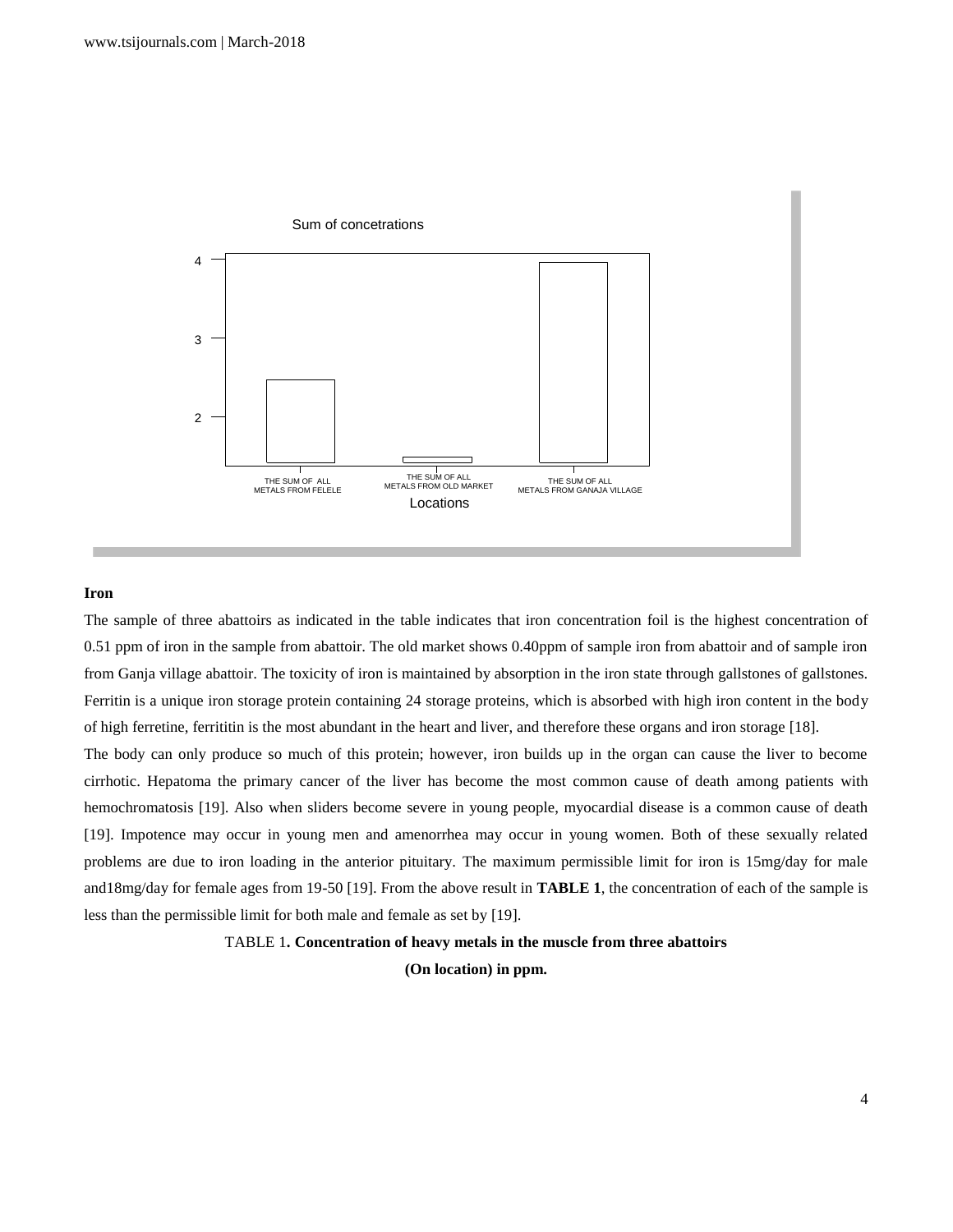### Iron

The sample of three abattoirs as indicated in the table indicates that iron concentration foil is the highest concentration of 0.51 ppm of iron in the sample from abattoir. The old market shows 0.40ppm of sample iron from abattoir and of sample iron from Ganja village abattoir. The toxicity of iron is maintained by absorption in the iron state through gallstones of gallstones. Ferritin is a unique iron storage protein containing 24 storage proteins, which is absorbed with high iron content in the body of high ferretine, ferrititin is the most abundant in the heart and liver, and therefore these organs and iron storage [18].

The body can only produce so much of this protein; however, iron builds up in the organ can cause the liver to become cirrhotic. Hepatoma the primary cancer of the liver has become the most common cause of death among patients with hemochromatosis [19]. Also when sliders become severe in young people, myocardial disease is a common cause of death [19]. Impotence may occur in young men and amenorrhea may occur in young women. Both of these sexually related problems are due to iron loading in the anterior pituitary. The maximum permissible limit for iron is 15mg/day for male and18mg/day for female ages from 19-50 [19]. From the above result in **TABLE 1**, the concentration of each of the sample is less than the permissible limit for both male and female as set by [19].

TABLE 1**. Concentration of heavy metals in the muscle from three abattoirs (On location) in ppm.**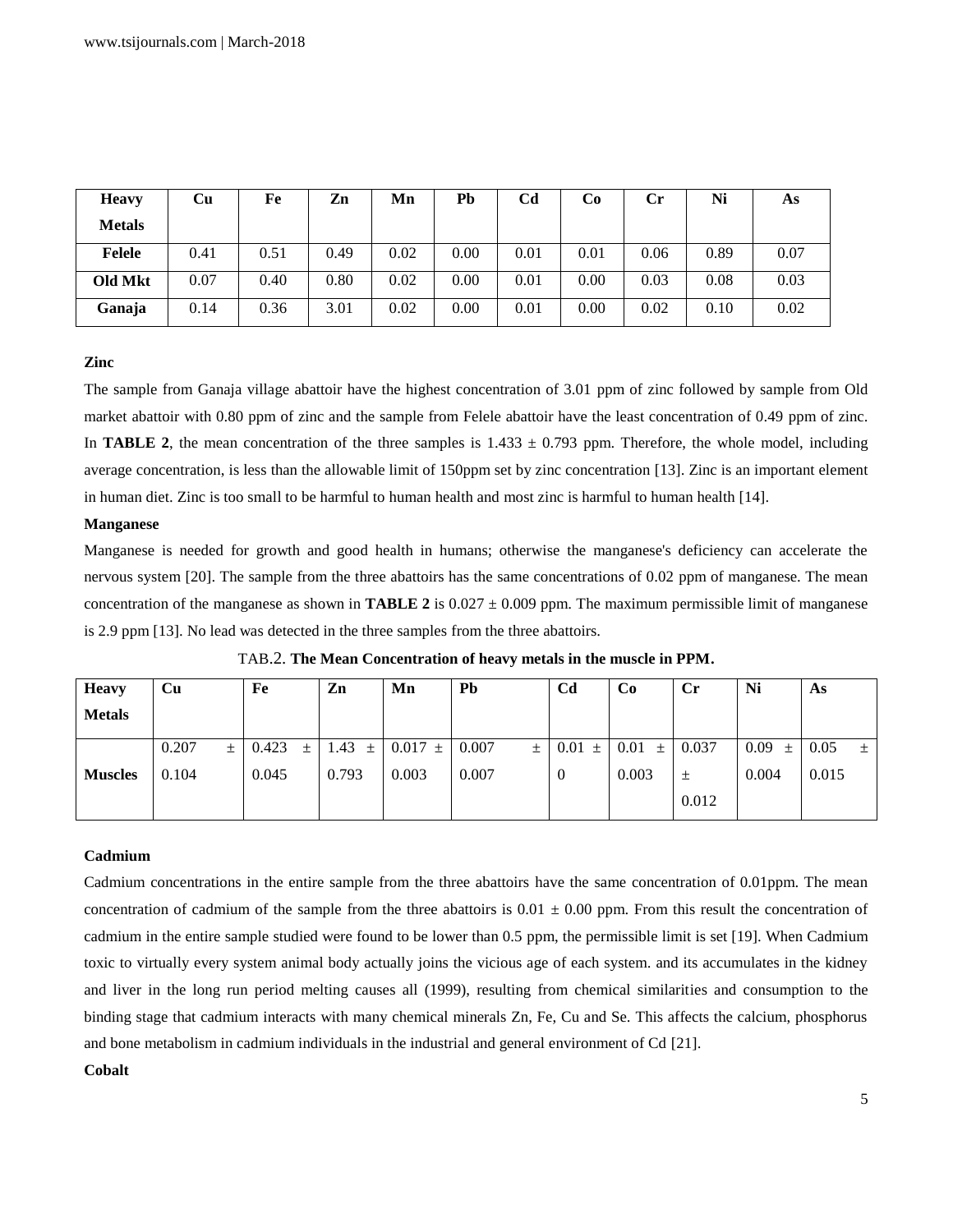| Heavy Metals | Cu | Fe | Zn | Mn | Pb | Cd | Co | Cr | Ni | As |
|---|---|---|---|---|---|---|---|---|---|---|
| **Felele** | 0.41 | 0.51 | 0.49 | 0.02 | 0.00 | 0.01 | 0.01 | 0.06 | 0.89 | 0.07 |
| **Old Mkt** | 0.07 | 0.40 | 0.80 | 0.02 | 0.00 | 0.01 | 0.00 | 0.03 | 0.08 | 0.03 |
| **Ganaja** | 0.14 | 0.36 | 3.01 | 0.02 | 0.00 | 0.01 | 0.00 | 0.02 | 0.10 | 0.02 |

**Zinc**

The sample from Ganaja village abattoir have the highest concentration of 3.01 ppm of zinc followed by sample from Old market abattoir with 0.80 ppm of zinc and the sample from Felele abattoir have the least concentration of 0.49 ppm of zinc. In **TABLE 2**, the mean concentration of the three samples is 1.433 ± 0.793 ppm. Therefore, the whole model, including average concentration, is less than the allowable limit of 150ppm set by zinc concentration [13]. Zinc is an important element in human diet. Zinc is too small to be harmful to human health and most zinc is harmful to human health [14].

**Manganese**

Manganese is needed for growth and good health in humans; otherwise the manganese's deficiency can accelerate the nervous system [20]. The sample from the three abattoirs has the same concentrations of 0.02 ppm of manganese. The mean concentration of the manganese as shown in **TABLE 2** is 0.027 ± 0.009 ppm. The maximum permissible limit of manganese is 2.9 ppm [13]. No lead was detected in the three samples from the three abattoirs.

TAB.2. **The Mean Concentration of heavy metals in the muscle in PPM.**

| Heavy Metals | Cu | Fe | Zn | Mn | Pb | Cd | Co | Cr | Ni | As |
|---|---|---|---|---|---|---|---|---|---|---|
| **Muscles** | 0.207 ± 0.104 | 0.423 ± 0.045 | 1.43 ± 0.793 | 0.017 ± 0.003 | 0.007 ± 0.007 | 0.01 ± 0 | 0.01 ± 0.003 | 0.037 ± 0.012 | 0.09 ± 0.004 | 0.05 ± 0.015 |

**Cadmium**

Cadmium concentrations in the entire sample from the three abattoirs have the same concentration of 0.01ppm. The mean concentration of cadmium of the sample from the three abattoirs is 0.01 ± 0.00 ppm. From this result the concentration of cadmium in the entire sample studied were found to be lower than 0.5 ppm, the permissible limit is set [19]. When Cadmium toxic to virtually every system animal body actually joins the vicious age of each system. and its accumulates in the kidney and liver in the long run period melting causes all (1999), resulting from chemical similarities and consumption to the binding stage that cadmium interacts with many chemical minerals Zn, Fe, Cu and Se. This affects the calcium, phosphorus and bone metabolism in cadmium individuals in the industrial and general environment of Cd [21].

**Cobalt**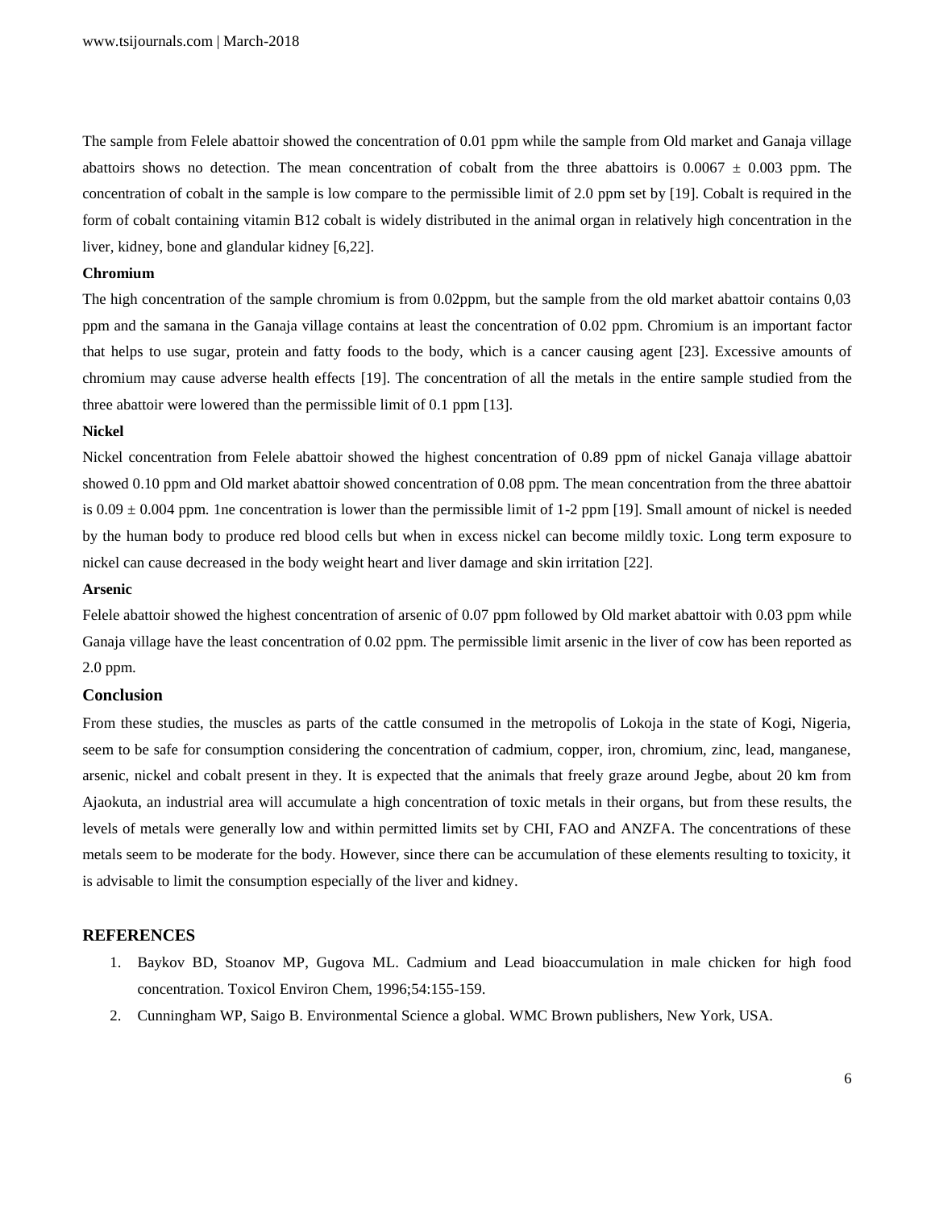The sample from Felele abattoir showed the concentration of 0.01 ppm while the sample from Old market and Ganaja village abattoirs shows no detection. The mean concentration of cobalt from the three abattoirs is 0.0067 ± 0.003 ppm. The concentration of cobalt in the sample is low compare to the permissible limit of 2.0 ppm set by [19]. Cobalt is required in the form of cobalt containing vitamin B12 cobalt is widely distributed in the animal organ in relatively high concentration in the liver, kidney, bone and glandular kidney [6,22].

### Chromium

The high concentration of the sample chromium is from 0.02ppm, but the sample from the old market abattoir contains 0,03 ppm and the samana in the Ganaja village contains at least the concentration of 0.02 ppm. Chromium is an important factor that helps to use sugar, protein and fatty foods to the body, which is a cancer causing agent [23]. Excessive amounts of chromium may cause adverse health effects [19]. The concentration of all the metals in the entire sample studied from the three abattoir were lowered than the permissible limit of 0.1 ppm [13].

### Nickel

Nickel concentration from Felele abattoir showed the highest concentration of 0.89 ppm of nickel Ganaja village abattoir showed 0.10 ppm and Old market abattoir showed concentration of 0.08 ppm. The mean concentration from the three abattoir is 0.09 ± 0.004 ppm. 1ne concentration is lower than the permissible limit of 1-2 ppm [19]. Small amount of nickel is needed by the human body to produce red blood cells but when in excess nickel can become mildly toxic. Long term exposure to nickel can cause decreased in the body weight heart and liver damage and skin irritation [22].

### Arsenic

Felele abattoir showed the highest concentration of arsenic of 0.07 ppm followed by Old market abattoir with 0.03 ppm while Ganaja village have the least concentration of 0.02 ppm. The permissible limit arsenic in the liver of cow has been reported as 2.0 ppm.

## Conclusion

From these studies, the muscles as parts of the cattle consumed in the metropolis of Lokoja in the state of Kogi, Nigeria, seem to be safe for consumption considering the concentration of cadmium, copper, iron, chromium, zinc, lead, manganese, arsenic, nickel and cobalt present in they. It is expected that the animals that freely graze around Jegbe, about 20 km from Ajaokuta, an industrial area will accumulate a high concentration of toxic metals in their organs, but from these results, the levels of metals were generally low and within permitted limits set by CHI, FAO and ANZFA. The concentrations of these metals seem to be moderate for the body. However, since there can be accumulation of these elements resulting to toxicity, it is advisable to limit the consumption especially of the liver and kidney.

## REFERENCES

1. Baykov BD, Stoanov MP, Gugova ML. Cadmium and Lead bioaccumulation in male chicken for high food concentration. Toxicol Environ Chem, 1996;54:155-159.
2. Cunningham WP, Saigo B. Environmental Science a global. WMC Brown publishers, New York, USA.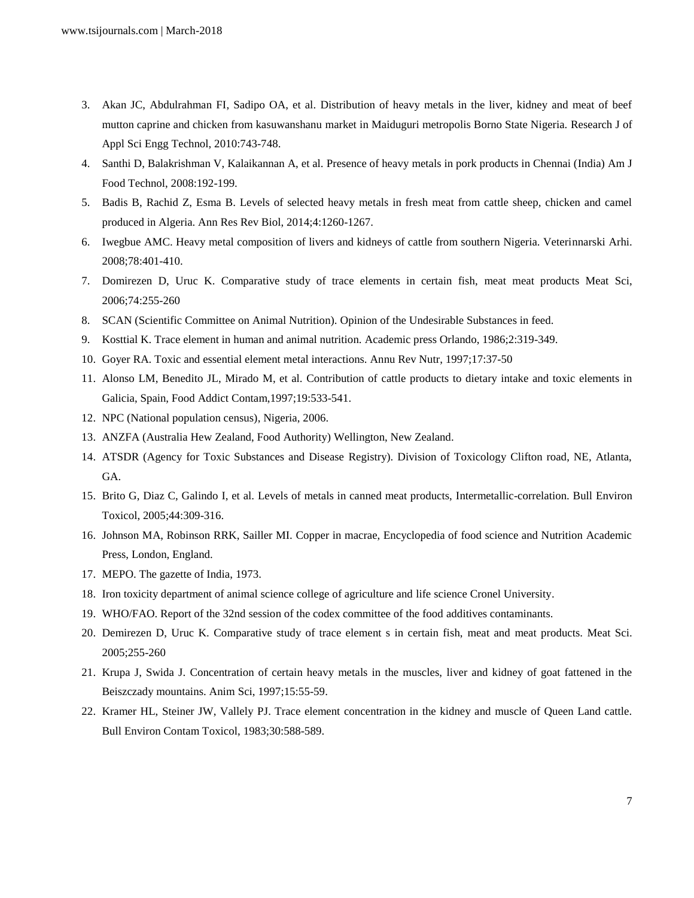3. Akan JC, Abdulrahman FI, Sadipo OA, et al. Distribution of heavy metals in the liver, kidney and meat of beef mutton caprine and chicken from kasuwanshanu market in Maiduguri metropolis Borno State Nigeria. Research J of Appl Sci Engg Technol, 2010:743-748.
4. Santhi D, Balakrishman V, Kalaikannan A, et al. Presence of heavy metals in pork products in Chennai (India) Am J Food Technol, 2008:192-199.
5. Badis B, Rachid Z, Esma B. Levels of selected heavy metals in fresh meat from cattle sheep, chicken and camel produced in Algeria. Ann Res Rev Biol, 2014;4:1260-1267.
6. Iwegbue AMC. Heavy metal composition of livers and kidneys of cattle from southern Nigeria. Veterinnarski Arhi. 2008;78:401-410.
7. Domirezen D, Uruc K. Comparative study of trace elements in certain fish, meat meat products Meat Sci, 2006;74:255-260
8. SCAN (Scientific Committee on Animal Nutrition). Opinion of the Undesirable Substances in feed.
9. Kosttial K. Trace element in human and animal nutrition. Academic press Orlando, 1986;2:319-349.
10. Goyer RA. Toxic and essential element metal interactions. Annu Rev Nutr, 1997;17:37-50
11. Alonso LM, Benedito JL, Mirado M, et al. Contribution of cattle products to dietary intake and toxic elements in Galicia, Spain, Food Addict Contam,1997;19:533-541.
12. NPC (National population census), Nigeria, 2006.
13. ANZFA (Australia Hew Zealand, Food Authority) Wellington, New Zealand.
14. ATSDR (Agency for Toxic Substances and Disease Registry). Division of Toxicology Clifton road, NE, Atlanta, GA.
15. Brito G, Diaz C, Galindo I, et al. Levels of metals in canned meat products, Intermetallic-correlation. Bull Environ Toxicol, 2005;44:309-316.
16. Johnson MA, Robinson RRK, Sailler MI. Copper in macrae, Encyclopedia of food science and Nutrition Academic Press, London, England.
17. MEPO. The gazette of India, 1973.
18. Iron toxicity department of animal science college of agriculture and life science Cronel University.
19. WHO/FAO. Report of the 32nd session of the codex committee of the food additives contaminants.
20. Demirezen D, Uruc K. Comparative study of trace element s in certain fish, meat and meat products. Meat Sci. 2005;255-260
21. Krupa J, Swida J. Concentration of certain heavy metals in the muscles, liver and kidney of goat fattened in the Beiszczady mountains. Anim Sci, 1997;15:55-59.
22. Kramer HL, Steiner JW, Vallely PJ. Trace element concentration in the kidney and muscle of Queen Land cattle. Bull Environ Contam Toxicol, 1983;30:588-589.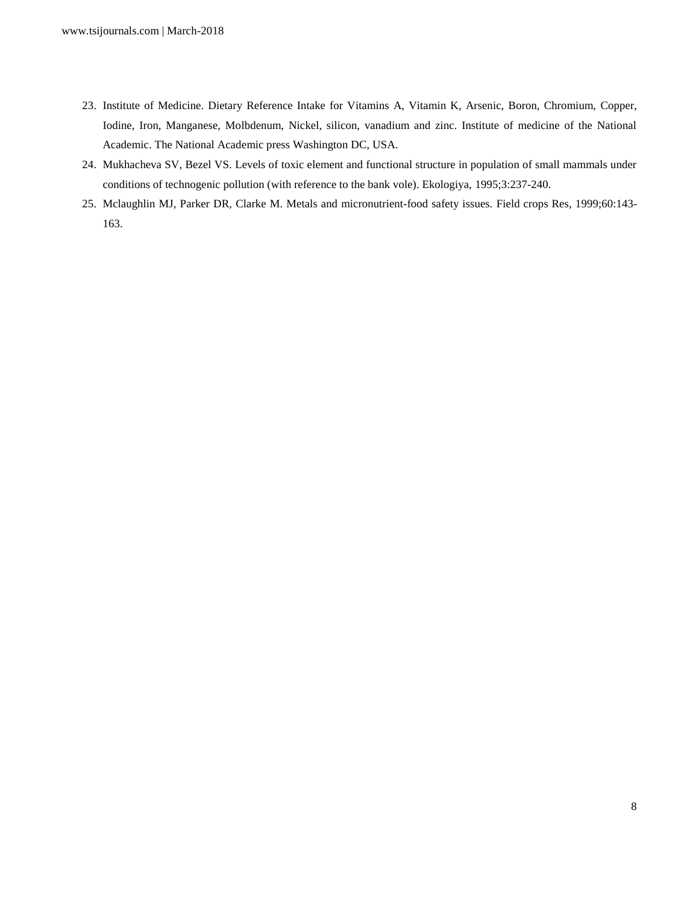23. Institute of Medicine. Dietary Reference Intake for Vitamins A, Vitamin K, Arsenic, Boron, Chromium, Copper, Iodine, Iron, Manganese, Molbdenum, Nickel, silicon, vanadium and zinc. Institute of medicine of the National Academic. The National Academic press Washington DC, USA.
24. Mukhacheva SV, Bezel VS. Levels of toxic element and functional structure in population of small mammals under conditions of technogenic pollution (with reference to the bank vole). Ekologiya, 1995;3:237-240.
25. Mclaughlin MJ, Parker DR, Clarke M. Metals and micronutrient-food safety issues. Field crops Res, 1999;60:143-163.